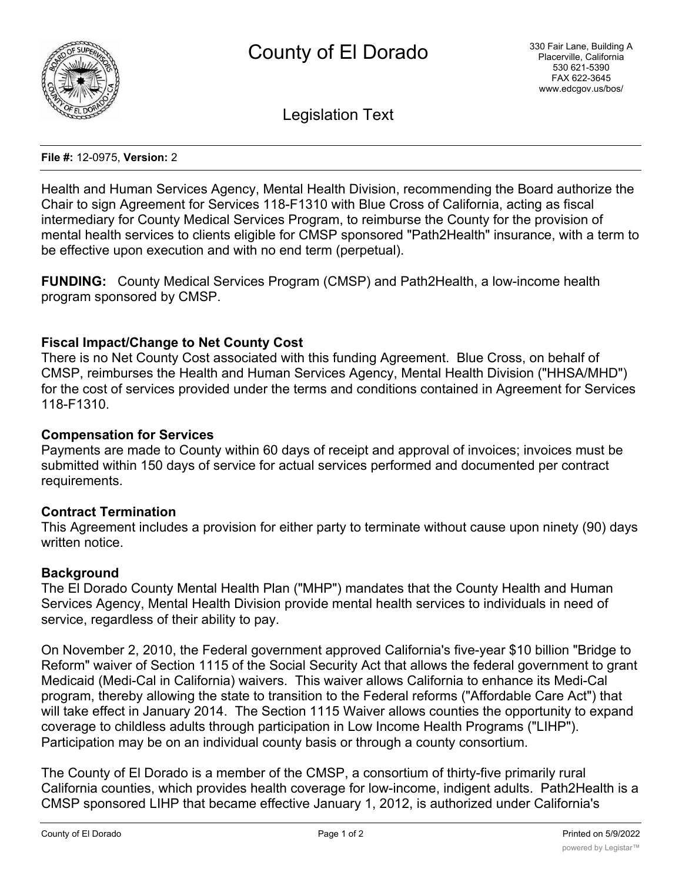# County of El Dorado

330 Fair Lane, Building A
Placerville, California
530 621-5390
FAX 622-3645
www.edcgov.us/bos/

## Legislation Text

**File #:** 12-0975, **Version:** 2

Health and Human Services Agency, Mental Health Division, recommending the Board authorize the Chair to sign Agreement for Services 118-F1310 with Blue Cross of California, acting as fiscal intermediary for County Medical Services Program, to reimburse the County for the provision of mental health services to clients eligible for CMSP sponsored "Path2Health" insurance, with a term to be effective upon execution and with no end term (perpetual).

**FUNDING:** County Medical Services Program (CMSP) and Path2Health, a low-income health program sponsored by CMSP.

### Fiscal Impact/Change to Net County Cost

There is no Net County Cost associated with this funding Agreement. Blue Cross, on behalf of CMSP, reimburses the Health and Human Services Agency, Mental Health Division ("HHSA/MHD") for the cost of services provided under the terms and conditions contained in Agreement for Services 118-F1310.

### Compensation for Services

Payments are made to County within 60 days of receipt and approval of invoices; invoices must be submitted within 150 days of service for actual services performed and documented per contract requirements.

### Contract Termination

This Agreement includes a provision for either party to terminate without cause upon ninety (90) days written notice.

### Background

The El Dorado County Mental Health Plan ("MHP") mandates that the County Health and Human Services Agency, Mental Health Division provide mental health services to individuals in need of service, regardless of their ability to pay.

On November 2, 2010, the Federal government approved California's five-year $10 billion "Bridge to Reform" waiver of Section 1115 of the Social Security Act that allows the federal government to grant Medicaid (Medi-Cal in California) waivers. This waiver allows California to enhance its Medi-Cal program, thereby allowing the state to transition to the Federal reforms ("Affordable Care Act") that will take effect in January 2014. The Section 1115 Waiver allows counties the opportunity to expand coverage to childless adults through participation in Low Income Health Programs ("LIHP"). Participation may be on an individual county basis or through a county consortium.

The County of El Dorado is a member of the CMSP, a consortium of thirty-five primarily rural California counties, which provides health coverage for low-income, indigent adults. Path2Health is a CMSP sponsored LIHP that became effective January 1, 2012, is authorized under California's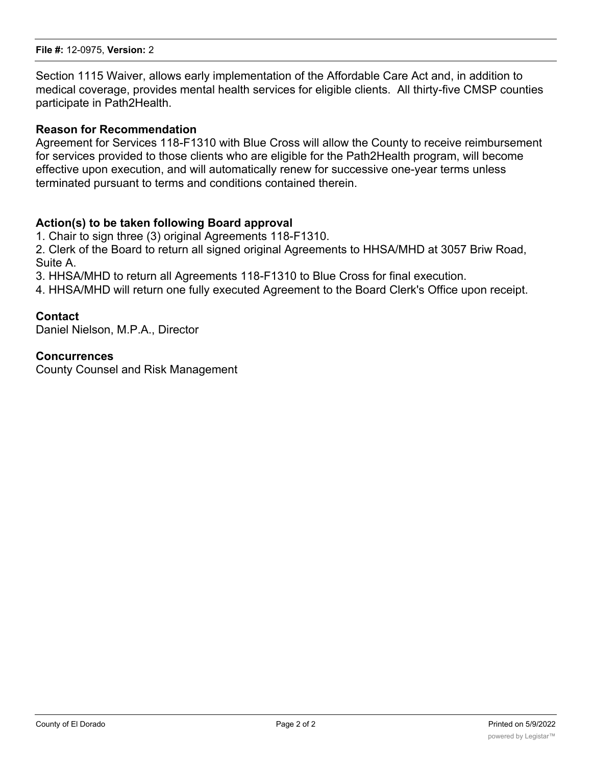Section 1115 Waiver, allows early implementation of the Affordable Care Act and, in addition to medical coverage, provides mental health services for eligible clients. All thirty-five CMSP counties participate in Path2Health.

## Reason for Recommendation

Agreement for Services 118-F1310 with Blue Cross will allow the County to receive reimbursement for services provided to those clients who are eligible for the Path2Health program, will become effective upon execution, and will automatically renew for successive one-year terms unless terminated pursuant to terms and conditions contained therein.

## Action(s) to be taken following Board approval

1. Chair to sign three (3) original Agreements 118-F1310.
2. Clerk of the Board to return all signed original Agreements to HHSA/MHD at 3057 Briw Road, Suite A.
3. HHSA/MHD to return all Agreements 118-F1310 to Blue Cross for final execution.
4. HHSA/MHD will return one fully executed Agreement to the Board Clerk's Office upon receipt.

## Contact

Daniel Nielson, M.P.A., Director

## Concurrences

County Counsel and Risk Management